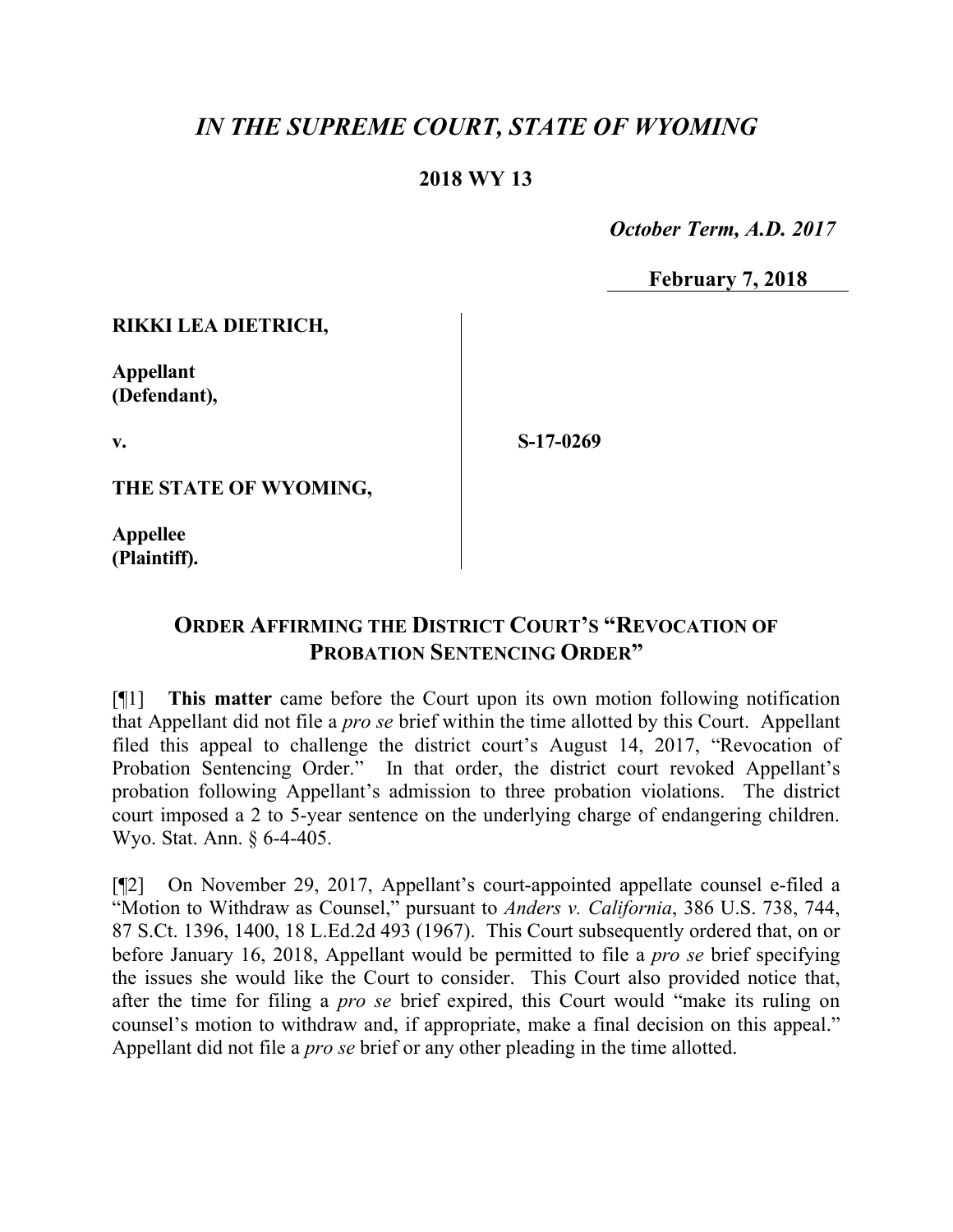# *IN THE SUPREME COURT, STATE OF WYOMING*

**2018 WY 13**

***October Term, A.D. 2017***

**February 7, 2018**

**RIKKI LEA DIETRICH,**

**Appellant**
**(Defendant),**

**v.**

**S-17-0269**

**THE STATE OF WYOMING,**

**Appellee**
**(Plaintiff).**

## ORDER AFFIRMING THE DISTRICT COURT'S "REVOCATION OF PROBATION SENTENCING ORDER"

[¶1] **This matter** came before the Court upon its own motion following notification that Appellant did not file a *pro se* brief within the time allotted by this Court. Appellant filed this appeal to challenge the district court's August 14, 2017, "Revocation of Probation Sentencing Order." In that order, the district court revoked Appellant's probation following Appellant's admission to three probation violations. The district court imposed a 2 to 5-year sentence on the underlying charge of endangering children. Wyo. Stat. Ann. § 6-4-405.

[¶2] On November 29, 2017, Appellant's court-appointed appellate counsel e-filed a "Motion to Withdraw as Counsel," pursuant to *Anders v. California*, 386 U.S. 738, 744, 87 S.Ct. 1396, 1400, 18 L.Ed.2d 493 (1967). This Court subsequently ordered that, on or before January 16, 2018, Appellant would be permitted to file a *pro se* brief specifying the issues she would like the Court to consider. This Court also provided notice that, after the time for filing a *pro se* brief expired, this Court would "make its ruling on counsel's motion to withdraw and, if appropriate, make a final decision on this appeal." Appellant did not file a *pro se* brief or any other pleading in the time allotted.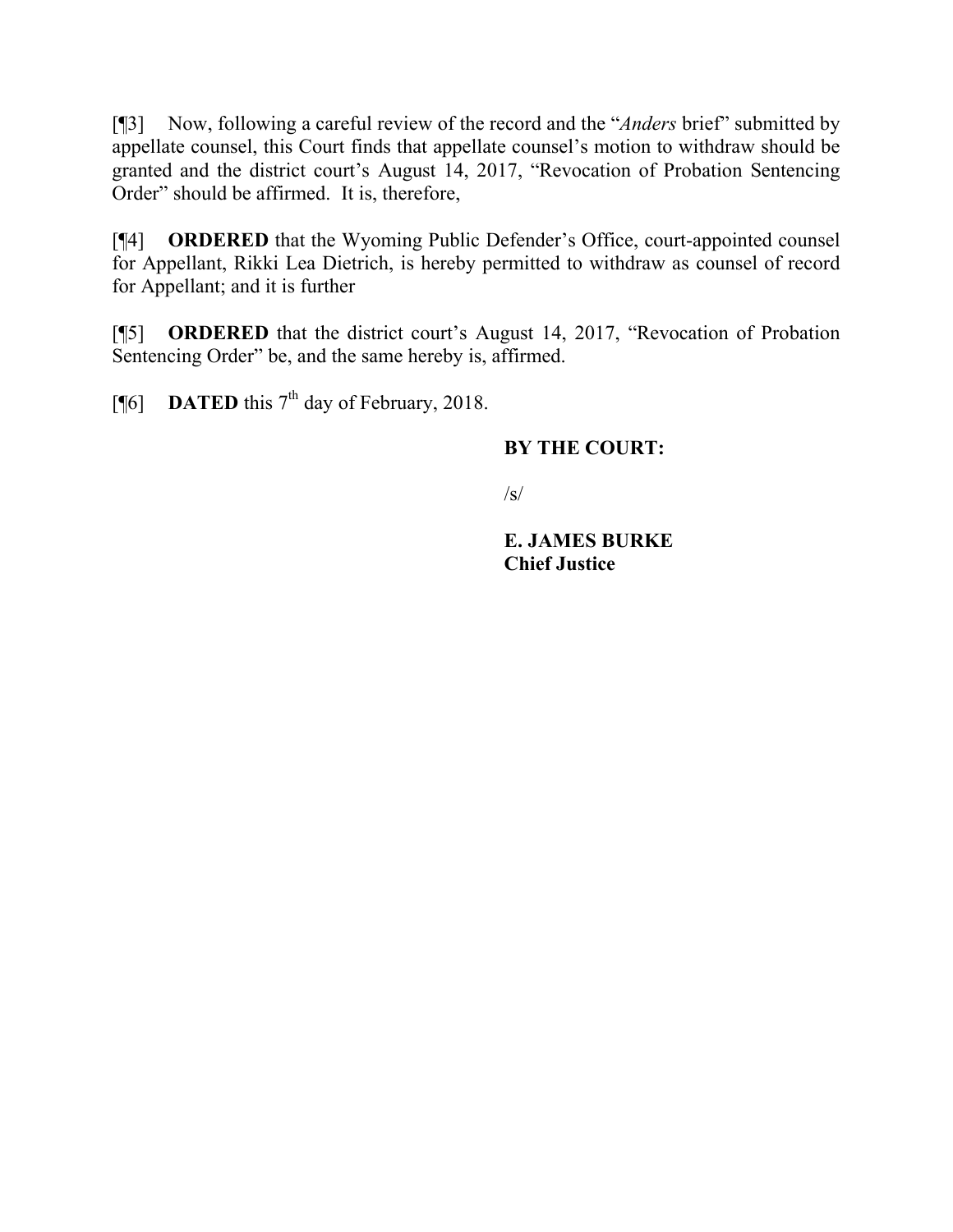[¶3] Now, following a careful review of the record and the "*Anders* brief" submitted by appellate counsel, this Court finds that appellate counsel's motion to withdraw should be granted and the district court's August 14, 2017, "Revocation of Probation Sentencing Order" should be affirmed. It is, therefore,

[¶4] **ORDERED** that the Wyoming Public Defender's Office, court-appointed counsel for Appellant, Rikki Lea Dietrich, is hereby permitted to withdraw as counsel of record for Appellant; and it is further

[¶5] **ORDERED** that the district court's August 14, 2017, "Revocation of Probation Sentencing Order" be, and the same hereby is, affirmed.

[¶6] **DATED** this 7th day of February, 2018.

**BY THE COURT:**

/s/

**E. JAMES BURKE**
**Chief Justice**